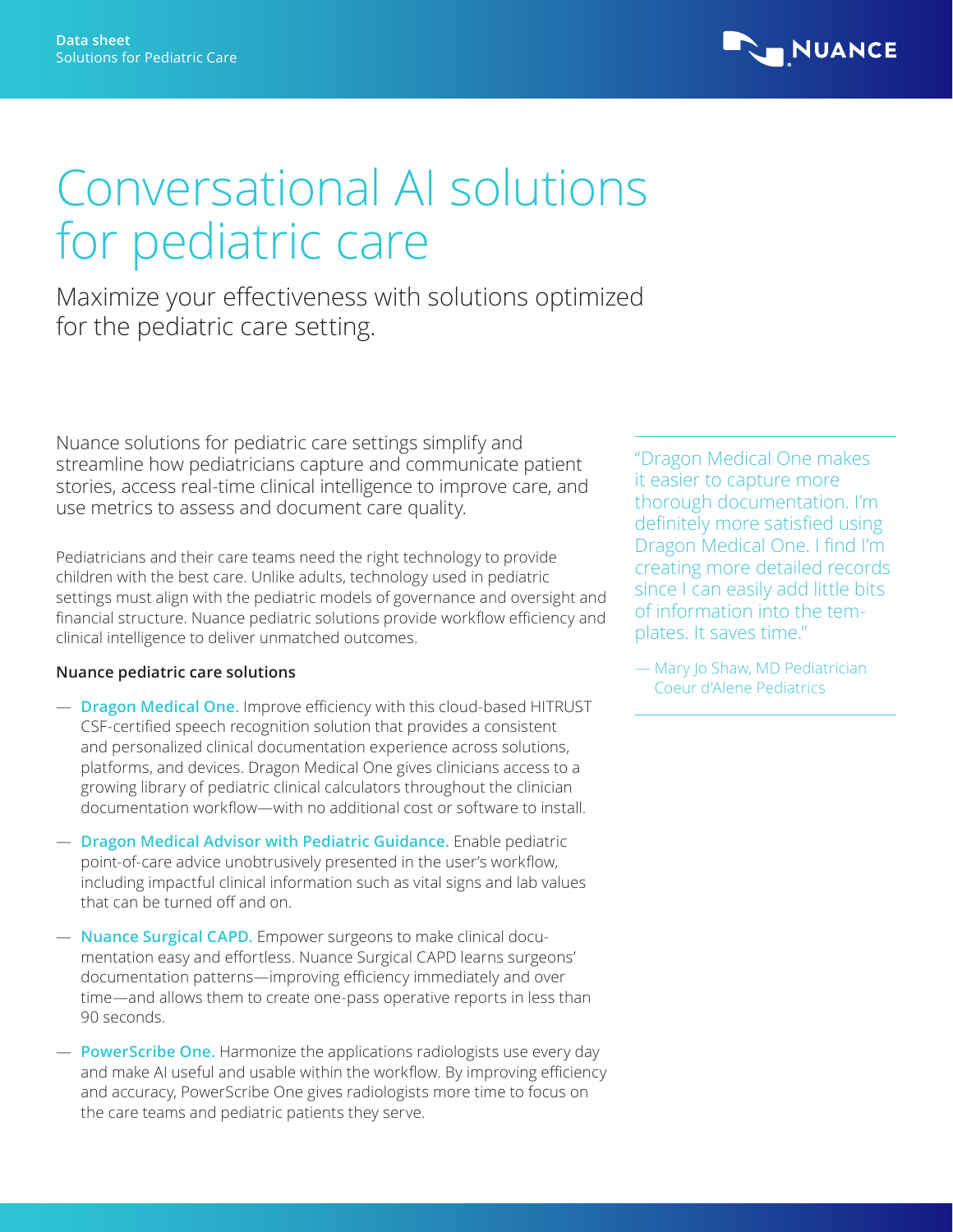Data sheet
Solutions for Pediatric Care

# Conversational AI solutions for pediatric care

## Maximize your effectiveness with solutions optimized for the pediatric care setting.

Nuance solutions for pediatric care settings simplify and streamline how pediatricians capture and communicate patient stories, access real-time clinical intelligence to improve care, and use metrics to assess and document care quality.

Pediatricians and their care teams need the right technology to provide children with the best care. Unlike adults, technology used in pediatric settings must align with the pediatric models of governance and oversight and financial structure. Nuance pediatric solutions provide workflow efficiency and clinical intelligence to deliver unmatched outcomes.

> "Dragon Medical One makes it easier to capture more thorough documentation. I'm definitely more satisfied using Dragon Medical One. I find I'm creating more detailed records since I can easily add little bits of information into the templates. It saves time."
>
> — Mary Jo Shaw, MD Pediatrician
> Coeur d'Alene Pediatrics

### Nuance pediatric care solutions

- **Dragon Medical One.** Improve efficiency with this cloud-based HITRUST CSF-certified speech recognition solution that provides a consistent and personalized clinical documentation experience across solutions, platforms, and devices. Dragon Medical One gives clinicians access to a growing library of pediatric clinical calculators throughout the clinician documentation workflow—with no additional cost or software to install.
- **Dragon Medical Advisor with Pediatric Guidance.** Enable pediatric point-of-care advice unobtrusively presented in the user's workflow, including impactful clinical information such as vital signs and lab values that can be turned off and on.
- **Nuance Surgical CAPD.** Empower surgeons to make clinical documentation easy and effortless. Nuance Surgical CAPD learns surgeons' documentation patterns—improving efficiency immediately and over time—and allows them to create one-pass operative reports in less than 90 seconds.
- **PowerScribe One.** Harmonize the applications radiologists use every day and make AI useful and usable within the workflow. By improving efficiency and accuracy, PowerScribe One gives radiologists more time to focus on the care teams and pediatric patients they serve.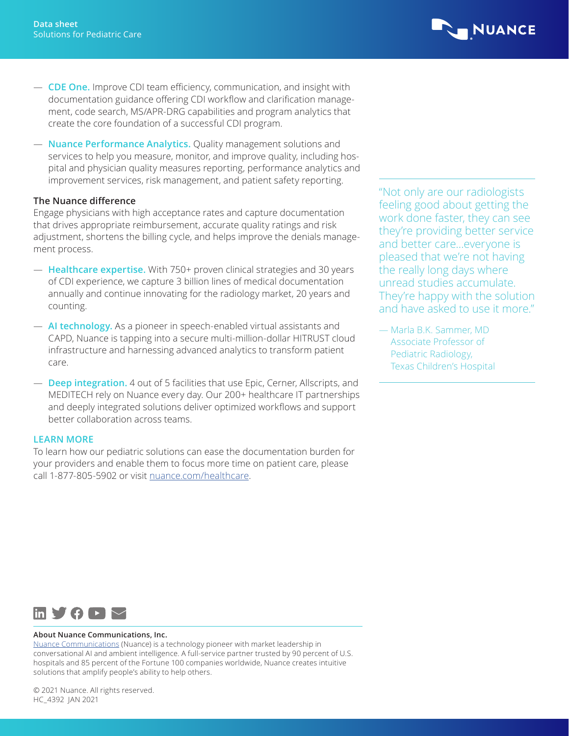- **CDE One.** Improve CDI team efficiency, communication, and insight with documentation guidance offering CDI workflow and clarification management, code search, MS/APR-DRG capabilities and program analytics that create the core foundation of a successful CDI program.

- **Nuance Performance Analytics.** Quality management solutions and services to help you measure, monitor, and improve quality, including hospital and physician quality measures reporting, performance analytics and improvement services, risk management, and patient safety reporting.

### The Nuance difference

Engage physicians with high acceptance rates and capture documentation that drives appropriate reimbursement, accurate quality ratings and risk adjustment, shortens the billing cycle, and helps improve the denials management process.

- **Healthcare expertise.** With 750+ proven clinical strategies and 30 years of CDI experience, we capture 3 billion lines of medical documentation annually and continue innovating for the radiology market, 20 years and counting.

- **AI technology.** As a pioneer in speech-enabled virtual assistants and CAPD, Nuance is tapping into a secure multi-million-dollar HITRUST cloud infrastructure and harnessing advanced analytics to transform patient care.

- **Deep integration.** 4 out of 5 facilities that use Epic, Cerner, Allscripts, and MEDITECH rely on Nuance every day. Our 200+ healthcare IT partnerships and deeply integrated solutions deliver optimized workflows and support better collaboration across teams.

> "Not only are our radiologists feeling good about getting the work done faster, they can see they're providing better service and better care…everyone is pleased that we're not having the really long days where unread studies accumulate. They're happy with the solution and have asked to use it more."
>
> — Marla B.K. Sammer, MD
> Associate Professor of Pediatric Radiology,
> Texas Children's Hospital

### LEARN MORE

To learn how our pediatric solutions can ease the documentation burden for your providers and enable them to focus more time on patient care, please call 1-877-805-5902 or visit nuance.com/healthcare.

#### About Nuance Communications, Inc.

Nuance Communications (Nuance) is a technology pioneer with market leadership in conversational AI and ambient intelligence. A full-service partner trusted by 90 percent of U.S. hospitals and 85 percent of the Fortune 100 companies worldwide, Nuance creates intuitive solutions that amplify people's ability to help others.

© 2021 Nuance. All rights reserved.
HC_4392 JAN 2021